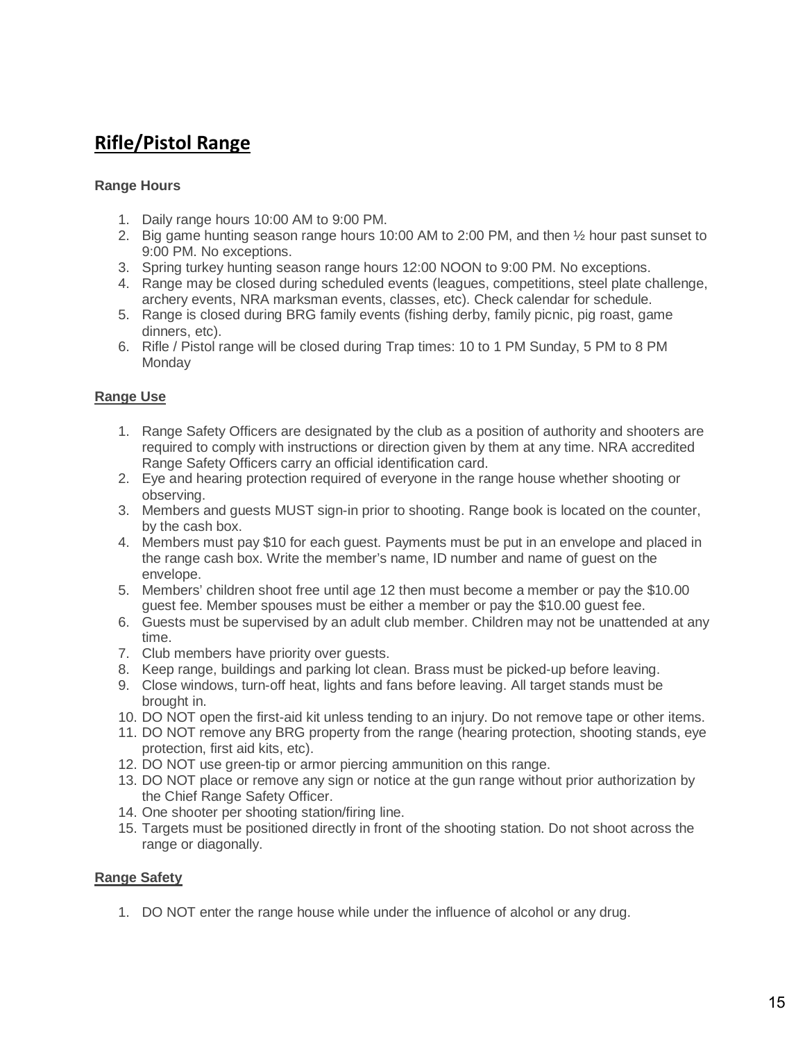## Rifle/Pistol Range

**Range Hours**

1. Daily range hours 10:00 AM to 9:00 PM.
2. Big game hunting season range hours 10:00 AM to 2:00 PM, and then ½ hour past sunset to 9:00 PM. No exceptions.
3. Spring turkey hunting season range hours 12:00 NOON to 9:00 PM. No exceptions.
4. Range may be closed during scheduled events (leagues, competitions, steel plate challenge, archery events, NRA marksman events, classes, etc). Check calendar for schedule.
5. Range is closed during BRG family events (fishing derby, family picnic, pig roast, game dinners, etc).
6. Rifle / Pistol range will be closed during Trap times: 10 to 1 PM Sunday, 5 PM to 8 PM Monday

**Range Use**

1. Range Safety Officers are designated by the club as a position of authority and shooters are required to comply with instructions or direction given by them at any time. NRA accredited Range Safety Officers carry an official identification card.
2. Eye and hearing protection required of everyone in the range house whether shooting or observing.
3. Members and guests MUST sign-in prior to shooting. Range book is located on the counter, by the cash box.
4. Members must pay $10 for each guest. Payments must be put in an envelope and placed in the range cash box. Write the member's name, ID number and name of guest on the envelope.
5. Members' children shoot free until age 12 then must become a member or pay the $10.00 guest fee. Member spouses must be either a member or pay the $10.00 guest fee.
6. Guests must be supervised by an adult club member. Children may not be unattended at any time.
7. Club members have priority over guests.
8. Keep range, buildings and parking lot clean. Brass must be picked-up before leaving.
9. Close windows, turn-off heat, lights and fans before leaving. All target stands must be brought in.
10. DO NOT open the first-aid kit unless tending to an injury. Do not remove tape or other items.
11. DO NOT remove any BRG property from the range (hearing protection, shooting stands, eye protection, first aid kits, etc).
12. DO NOT use green-tip or armor piercing ammunition on this range.
13. DO NOT place or remove any sign or notice at the gun range without prior authorization by the Chief Range Safety Officer.
14. One shooter per shooting station/firing line.
15. Targets must be positioned directly in front of the shooting station. Do not shoot across the range or diagonally.

**Range Safety**

1. DO NOT enter the range house while under the influence of alcohol or any drug.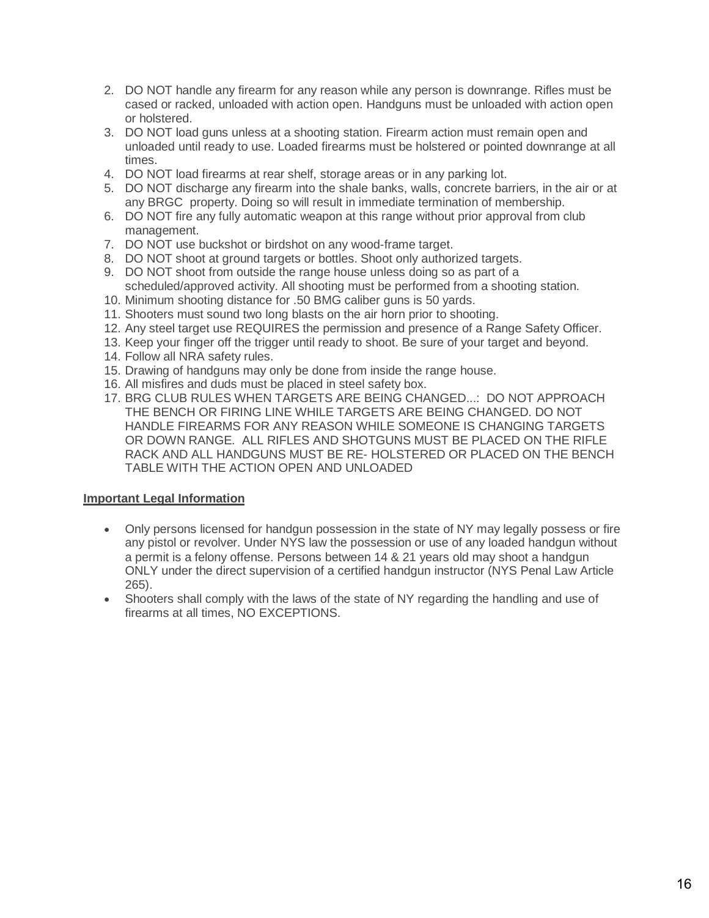2. DO NOT handle any firearm for any reason while any person is downrange. Rifles must be cased or racked, unloaded with action open. Handguns must be unloaded with action open or holstered.
3. DO NOT load guns unless at a shooting station. Firearm action must remain open and unloaded until ready to use. Loaded firearms must be holstered or pointed downrange at all times.
4. DO NOT load firearms at rear shelf, storage areas or in any parking lot.
5. DO NOT discharge any firearm into the shale banks, walls, concrete barriers, in the air or at any BRGC property. Doing so will result in immediate termination of membership.
6. DO NOT fire any fully automatic weapon at this range without prior approval from club management.
7. DO NOT use buckshot or birdshot on any wood-frame target.
8. DO NOT shoot at ground targets or bottles. Shoot only authorized targets.
9. DO NOT shoot from outside the range house unless doing so as part of a scheduled/approved activity. All shooting must be performed from a shooting station.
10. Minimum shooting distance for .50 BMG caliber guns is 50 yards.
11. Shooters must sound two long blasts on the air horn prior to shooting.
12. Any steel target use REQUIRES the permission and presence of a Range Safety Officer.
13. Keep your finger off the trigger until ready to shoot. Be sure of your target and beyond.
14. Follow all NRA safety rules.
15. Drawing of handguns may only be done from inside the range house.
16. All misfires and duds must be placed in steel safety box.
17. BRG CLUB RULES WHEN TARGETS ARE BEING CHANGED...: DO NOT APPROACH THE BENCH OR FIRING LINE WHILE TARGETS ARE BEING CHANGED. DO NOT HANDLE FIREARMS FOR ANY REASON WHILE SOMEONE IS CHANGING TARGETS OR DOWN RANGE. ALL RIFLES AND SHOTGUNS MUST BE PLACED ON THE RIFLE RACK AND ALL HANDGUNS MUST BE RE- HOLSTERED OR PLACED ON THE BENCH TABLE WITH THE ACTION OPEN AND UNLOADED

**Important Legal Information**

- Only persons licensed for handgun possession in the state of NY may legally possess or fire any pistol or revolver. Under NYS law the possession or use of any loaded handgun without a permit is a felony offense. Persons between 14 & 21 years old may shoot a handgun ONLY under the direct supervision of a certified handgun instructor (NYS Penal Law Article 265).
- Shooters shall comply with the laws of the state of NY regarding the handling and use of firearms at all times, NO EXCEPTIONS.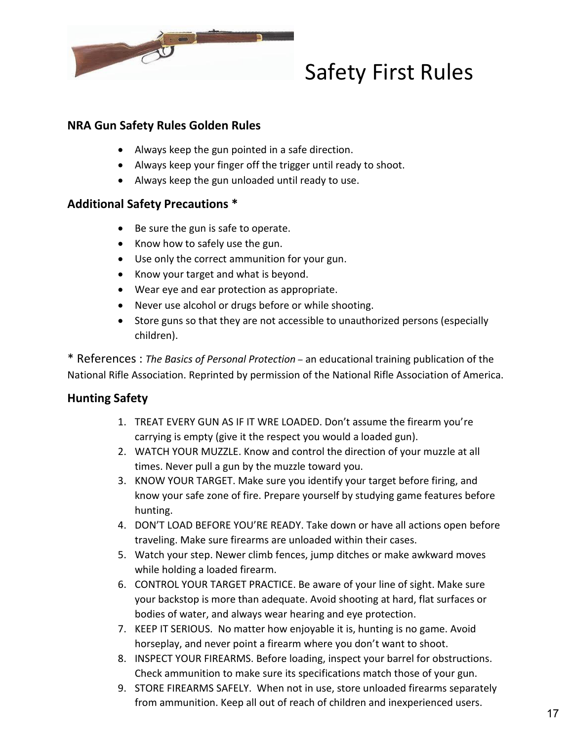# Safety First Rules

### NRA Gun Safety Rules Golden Rules

- Always keep the gun pointed in a safe direction.
- Always keep your finger off the trigger until ready to shoot.
- Always keep the gun unloaded until ready to use.

### Additional Safety Precautions *

- Be sure the gun is safe to operate.
- Know how to safely use the gun.
- Use only the correct ammunition for your gun.
- Know your target and what is beyond.
- Wear eye and ear protection as appropriate.
- Never use alcohol or drugs before or while shooting.
- Store guns so that they are not accessible to unauthorized persons (especially children).

* References : *The Basics of Personal Protection* – an educational training publication of the National Rifle Association. Reprinted by permission of the National Rifle Association of America.

### Hunting Safety

1. TREAT EVERY GUN AS IF IT WRE LOADED. Don't assume the firearm you're carrying is empty (give it the respect you would a loaded gun).
2. WATCH YOUR MUZZLE. Know and control the direction of your muzzle at all times. Never pull a gun by the muzzle toward you.
3. KNOW YOUR TARGET. Make sure you identify your target before firing, and know your safe zone of fire. Prepare yourself by studying game features before hunting.
4. DON'T LOAD BEFORE YOU'RE READY. Take down or have all actions open before traveling. Make sure firearms are unloaded within their cases.
5. Watch your step. Newer climb fences, jump ditches or make awkward moves while holding a loaded firearm.
6. CONTROL YOUR TARGET PRACTICE. Be aware of your line of sight. Make sure your backstop is more than adequate. Avoid shooting at hard, flat surfaces or bodies of water, and always wear hearing and eye protection.
7. KEEP IT SERIOUS. No matter how enjoyable it is, hunting is no game. Avoid horseplay, and never point a firearm where you don't want to shoot.
8. INSPECT YOUR FIREARMS. Before loading, inspect your barrel for obstructions. Check ammunition to make sure its specifications match those of your gun.
9. STORE FIREARMS SAFELY. When not in use, store unloaded firearms separately from ammunition. Keep all out of reach of children and inexperienced users.